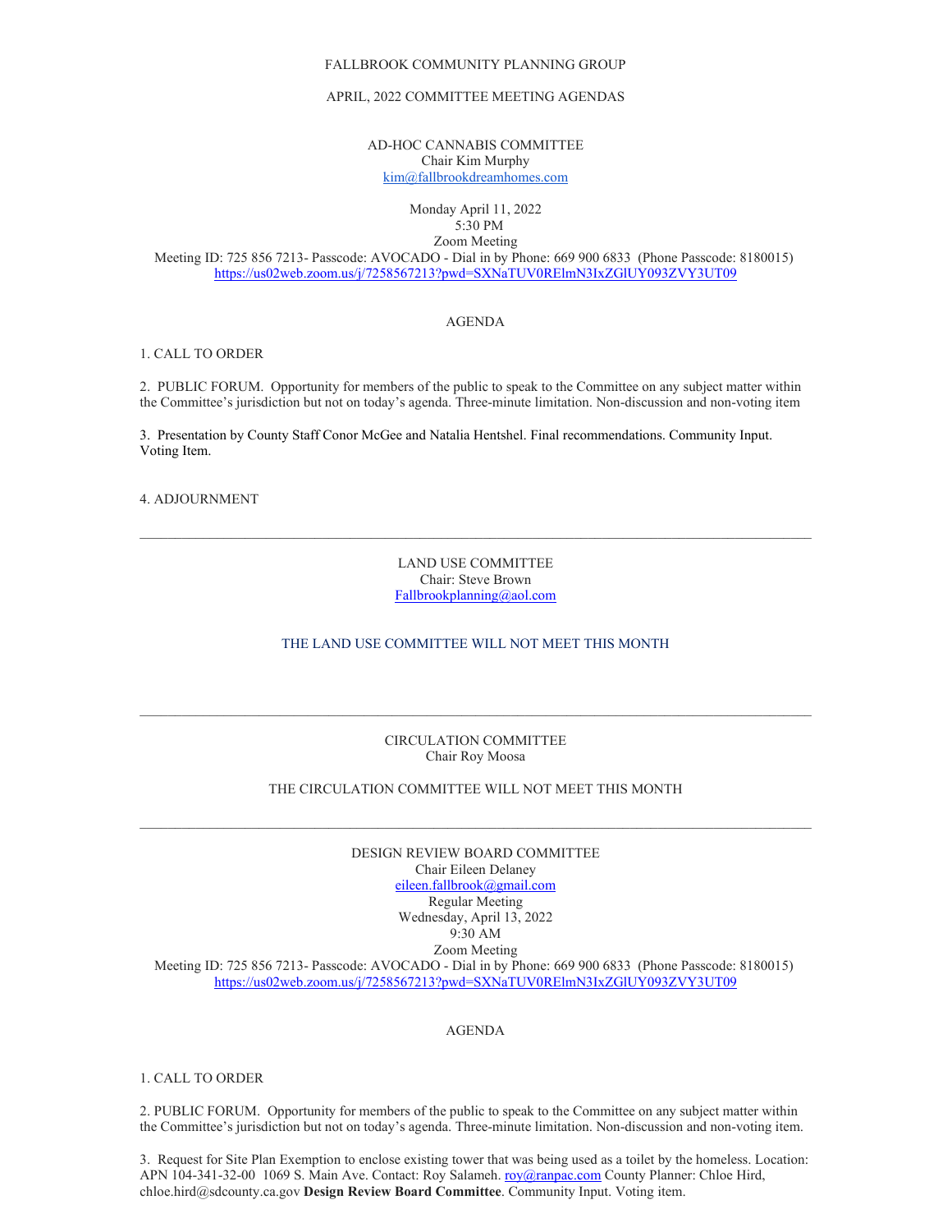FALLBROOK COMMUNITY PLANNING GROUP

APRIL, 2022 COMMITTEE MEETING AGENDAS

AD-HOC CANNABIS COMMITTEE
Chair Kim Murphy
kim@fallbrookdreamhomes.com

Monday April 11, 2022
5:30 PM
Zoom Meeting
Meeting ID: 725 856 7213- Passcode: AVOCADO - Dial in by Phone: 669 900 6833 (Phone Passcode: 8180015)
https://us02web.zoom.us/j/7258567213?pwd=SXNaTUV0RElmN3IxZGlUY093ZVY3UT09

AGENDA

1. CALL TO ORDER

2. PUBLIC FORUM. Opportunity for members of the public to speak to the Committee on any subject matter within the Committee's jurisdiction but not on today's agenda. Three-minute limitation. Non-discussion and non-voting item

3. Presentation by County Staff Conor McGee and Natalia Hentshel. Final recommendations. Community Input. Voting Item.

4. ADJOURNMENT

---

LAND USE COMMITTEE
Chair: Steve Brown
Fallbrookplanning@aol.com

THE LAND USE COMMITTEE WILL NOT MEET THIS MONTH

---

CIRCULATION COMMITTEE
Chair Roy Moosa

THE CIRCULATION COMMITTEE WILL NOT MEET THIS MONTH

---

DESIGN REVIEW BOARD COMMITTEE
Chair Eileen Delaney
eileen.fallbrook@gmail.com
Regular Meeting
Wednesday, April 13, 2022
9:30 AM
Zoom Meeting
Meeting ID: 725 856 7213- Passcode: AVOCADO - Dial in by Phone: 669 900 6833 (Phone Passcode: 8180015)
https://us02web.zoom.us/j/7258567213?pwd=SXNaTUV0RElmN3IxZGlUY093ZVY3UT09

AGENDA

1. CALL TO ORDER

2. PUBLIC FORUM. Opportunity for members of the public to speak to the Committee on any subject matter within the Committee's jurisdiction but not on today's agenda. Three-minute limitation. Non-discussion and non-voting item.

3. Request for Site Plan Exemption to enclose existing tower that was being used as a toilet by the homeless. Location: APN 104-341-32-00 1069 S. Main Ave. Contact: Roy Salameh. roy@ranpac.com County Planner: Chloe Hird, chloe.hird@sdcounty.ca.gov **Design Review Board Committee**. Community Input. Voting item.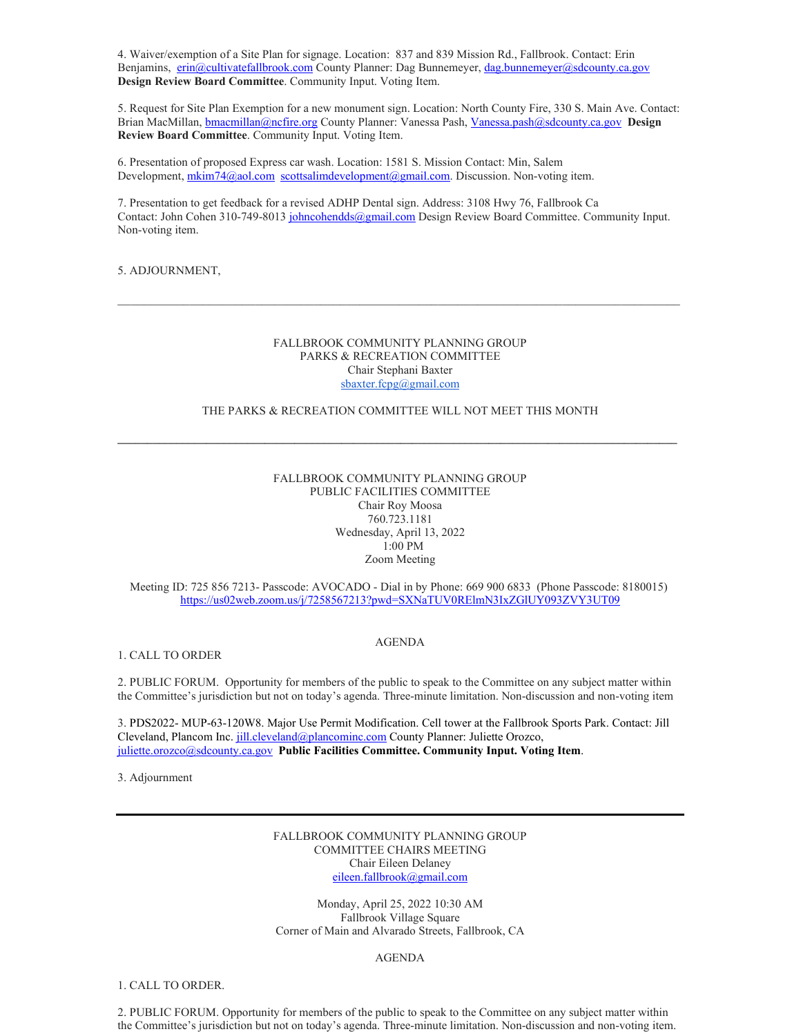4. Waiver/exemption of a Site Plan for signage. Location: 837 and 839 Mission Rd., Fallbrook. Contact: Erin Benjamins, erin@cultivatefallbrook.com County Planner: Dag Bunnemeyer, dag.bunnemeyer@sdcounty.ca.gov **Design Review Board Committee**. Community Input. Voting Item.

5. Request for Site Plan Exemption for a new monument sign. Location: North County Fire, 330 S. Main Ave. Contact: Brian MacMillan, bmacmillan@ncfire.org County Planner: Vanessa Pash, Vanessa.pash@sdcounty.ca.gov **Design Review Board Committee**. Community Input. Voting Item.

6. Presentation of proposed Express car wash. Location: 1581 S. Mission Contact: Min, Salem Development, mkim74@aol.com scottsalimdevelopment@gmail.com. Discussion. Non-voting item.

7. Presentation to get feedback for a revised ADHP Dental sign. Address: 3108 Hwy 76, Fallbrook Ca Contact: John Cohen 310-749-8013 johncohendds@gmail.com Design Review Board Committee. Community Input. Non-voting item.

5. ADJOURNMENT,

---

FALLBROOK COMMUNITY PLANNING GROUP
PARKS & RECREATION COMMITTEE
Chair Stephani Baxter
sbaxter.fcpg@gmail.com

THE PARKS & RECREATION COMMITTEE WILL NOT MEET THIS MONTH

---

FALLBROOK COMMUNITY PLANNING GROUP
PUBLIC FACILITIES COMMITTEE
Chair Roy Moosa
760.723.1181
Wednesday, April 13, 2022
1:00 PM
Zoom Meeting

Meeting ID: 725 856 7213- Passcode: AVOCADO - Dial in by Phone: 669 900 6833 (Phone Passcode: 8180015)
https://us02web.zoom.us/j/7258567213?pwd=SXNaTUV0RElmN3IxZGlUY093ZVY3UT09

AGENDA

1. CALL TO ORDER

2. PUBLIC FORUM. Opportunity for members of the public to speak to the Committee on any subject matter within the Committee's jurisdiction but not on today's agenda. Three-minute limitation. Non-discussion and non-voting item

3. PDS2022- MUP-63-120W8. Major Use Permit Modification. Cell tower at the Fallbrook Sports Park. Contact: Jill Cleveland, Plancom Inc. jill.cleveland@plancominc.com County Planner: Juliette Orozco, juliette.orozco@sdcounty.ca.gov **Public Facilities Committee. Community Input. Voting Item**.

3. Adjournment

---

FALLBROOK COMMUNITY PLANNING GROUP
COMMITTEE CHAIRS MEETING
Chair Eileen Delaney
eileen.fallbrook@gmail.com

Monday, April 25, 2022 10:30 AM
Fallbrook Village Square
Corner of Main and Alvarado Streets, Fallbrook, CA

AGENDA

1. CALL TO ORDER.

2. PUBLIC FORUM. Opportunity for members of the public to speak to the Committee on any subject matter within the Committee's jurisdiction but not on today's agenda. Three-minute limitation. Non-discussion and non-voting item.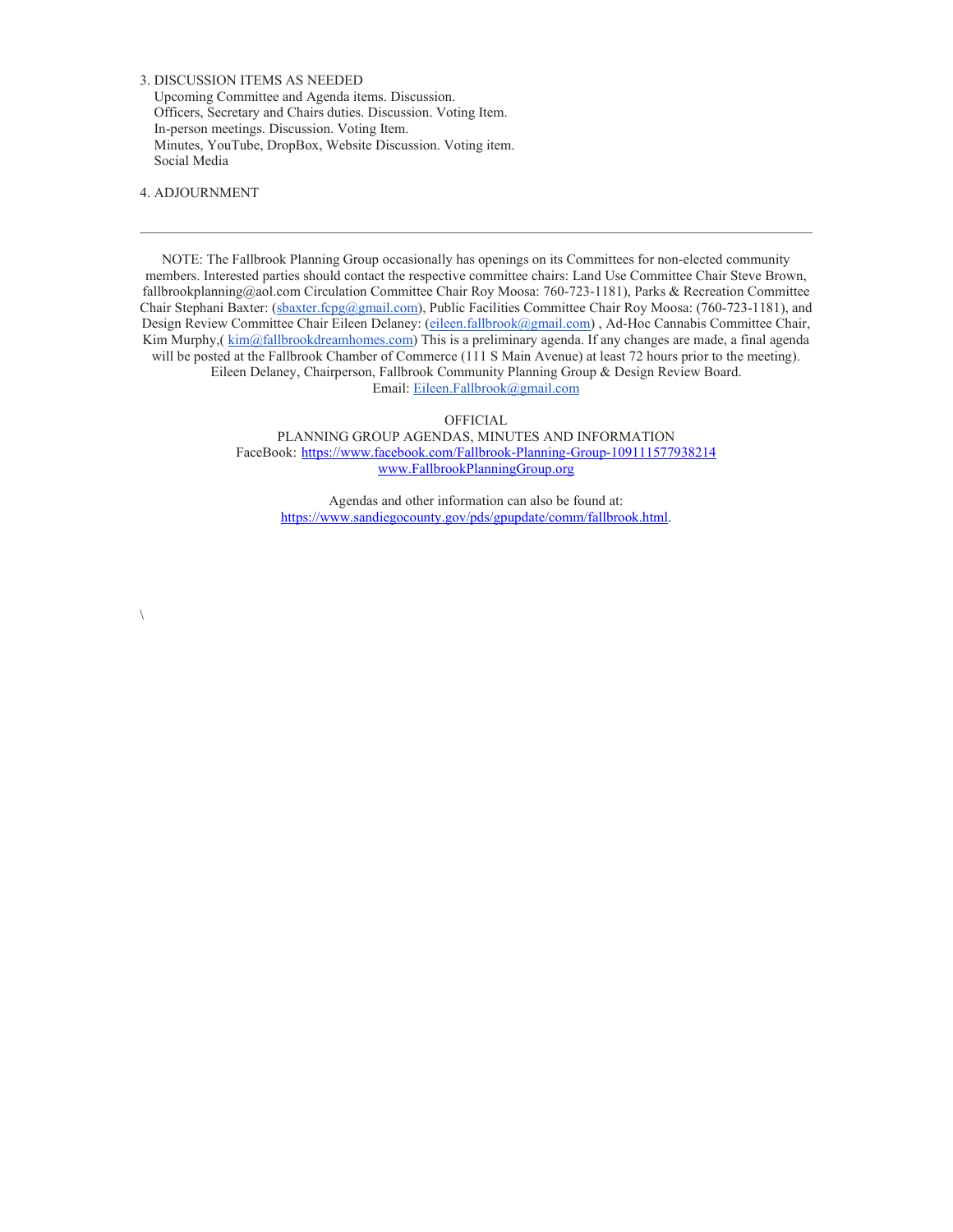3. DISCUSSION ITEMS AS NEEDED
   Upcoming Committee and Agenda items. Discussion.
   Officers, Secretary and Chairs duties. Discussion. Voting Item.
   In-person meetings. Discussion. Voting Item.
   Minutes, YouTube, DropBox, Website Discussion. Voting item.
   Social Media

4. ADJOURNMENT

---

NOTE: The Fallbrook Planning Group occasionally has openings on its Committees for non-elected community members. Interested parties should contact the respective committee chairs: Land Use Committee Chair Steve Brown, fallbrookplanning@aol.com Circulation Committee Chair Roy Moosa: 760-723-1181), Parks & Recreation Committee Chair Stephani Baxter: (sbaxter.fcpg@gmail.com), Public Facilities Committee Chair Roy Moosa: (760-723-1181), and Design Review Committee Chair Eileen Delaney: (eileen.fallbrook@gmail.com) , Ad-Hoc Cannabis Committee Chair, Kim Murphy,( kim@fallbrookdreamhomes.com) This is a preliminary agenda. If any changes are made, a final agenda will be posted at the Fallbrook Chamber of Commerce (111 S Main Avenue) at least 72 hours prior to the meeting).
Eileen Delaney, Chairperson, Fallbrook Community Planning Group & Design Review Board.
Email: Eileen.Fallbrook@gmail.com

OFFICIAL
PLANNING GROUP AGENDAS, MINUTES AND INFORMATION
FaceBook: https://www.facebook.com/Fallbrook-Planning-Group-109111577938214
www.FallbrookPlanningGroup.org

Agendas and other information can also be found at:
https://www.sandiegocounty.gov/pds/gpupdate/comm/fallbrook.html.

\